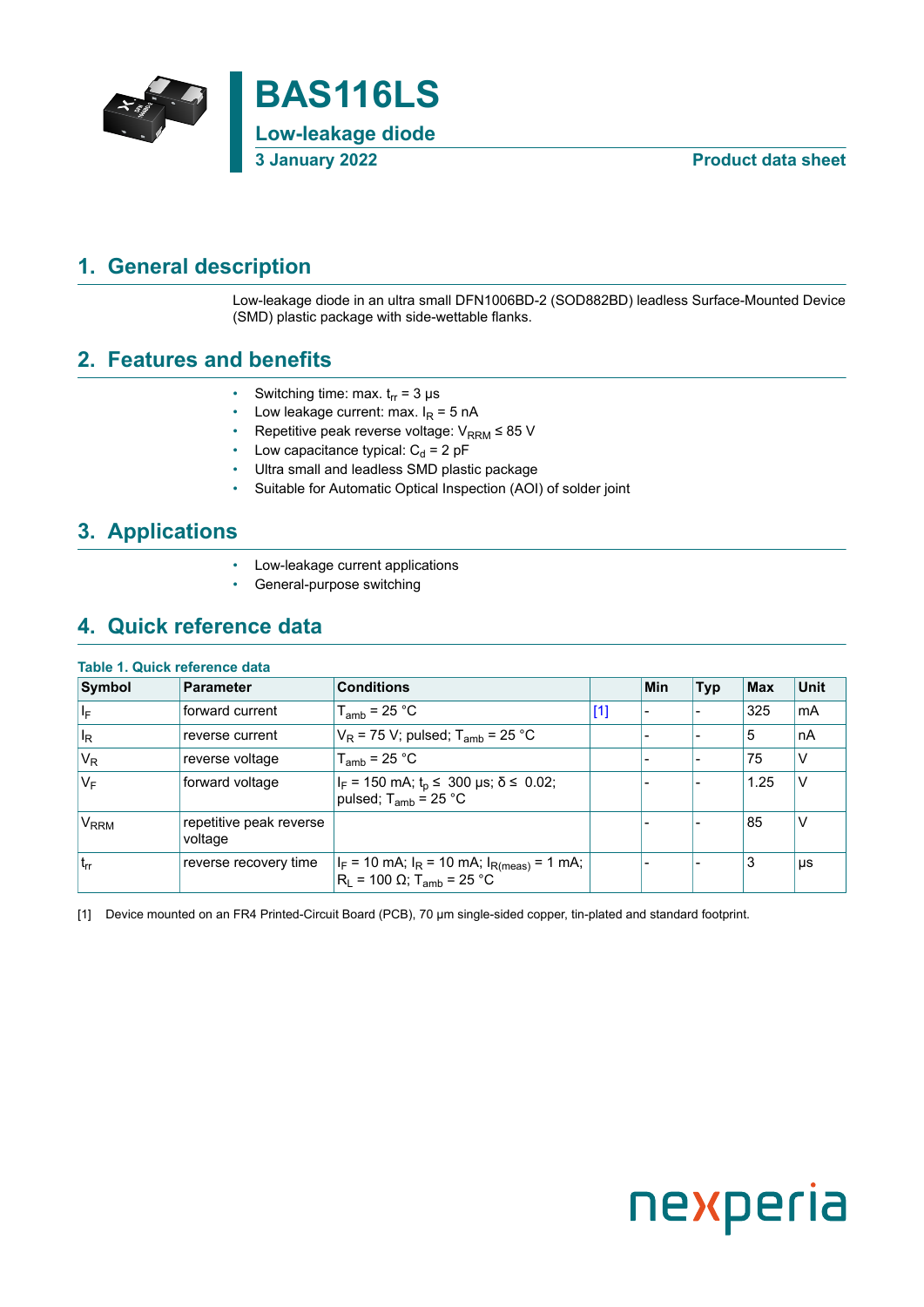# BAS116LS

## Low-leakage diode

**3 January 2022** **Product data sheet**

## 1. General description

Low-leakage diode in an ultra small DFN1006BD-2 (SOD882BD) leadless Surface-Mounted Device (SMD) plastic package with side-wettable flanks.

## 2. Features and benefits

- Switching time: max. $t_{rr}$ = 3 µs
- Low leakage current: max. $I_R$ = 5 nA
- Repetitive peak reverse voltage: $V_{RRM}$ ≤ 85 V
- Low capacitance typical: $C_d$ = 2 pF
- Ultra small and leadless SMD plastic package
- Suitable for Automatic Optical Inspection (AOI) of solder joint

## 3. Applications

- Low-leakage current applications
- General-purpose switching

## 4. Quick reference data

**Table 1. Quick reference data**

| Symbol | Parameter | Conditions | | Min | Typ | Max | Unit |
|---|---|---|---|---|---|---|---|
| $I_F$ | forward current | $T_{amb}$ = 25 °C | [1] | - | - | 325 | mA |
| $I_R$ | reverse current | $V_R$ = 75 V; pulsed; $T_{amb}$ = 25 °C | | - | - | 5 | nA |
| $V_R$ | reverse voltage | $T_{amb}$ = 25 °C | | - | - | 75 | V |
| $V_F$ | forward voltage | $I_F$ = 150 mA; $t_p$ ≤ 300 µs; δ ≤ 0.02; pulsed; $T_{amb}$ = 25 °C | | - | - | 1.25 | V |
| $V_{RRM}$ | repetitive peak reverse voltage | | | - | - | 85 | V |
| $t_{rr}$ | reverse recovery time | $I_F$ = 10 mA; $I_R$ = 10 mA; $I_{R(meas)}$ = 1 mA; $R_L$ = 100 Ω; $T_{amb}$ = 25 °C | | - | - | 3 | µs |

[1] Device mounted on an FR4 Printed-Circuit Board (PCB), 70 µm single-sided copper, tin-plated and standard footprint.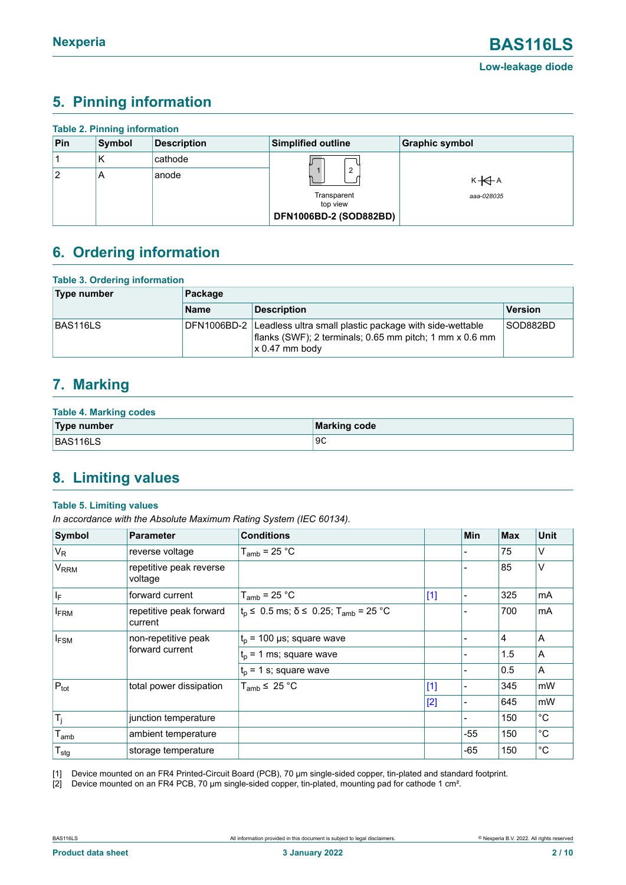## 5. Pinning information

**Table 2. Pinning information**

| Pin | Symbol | Description | Simplified outline | Graphic symbol |
|---|---|---|---|---|
| 1 | K | cathode | Transparent top view<br>**DFN1006BD-2 (SOD882BD)** | aaa-028035 |
| 2 | A | anode | | |

## 6. Ordering information

**Table 3. Ordering information**

| Type number | Package | | |
|---|---|---|---|
| | Name | Description | Version |
| BAS116LS | DFN1006BD-2 | Leadless ultra small plastic package with side-wettable flanks (SWF); 2 terminals; 0.65 mm pitch; 1 mm x 0.6 mm x 0.47 mm body | SOD882BD |

## 7. Marking

**Table 4. Marking codes**

| Type number | Marking code |
|---|---|
| BAS116LS | 9C |

## 8. Limiting values

**Table 5. Limiting values**

*In accordance with the Absolute Maximum Rating System (IEC 60134).*

| Symbol | Parameter | Conditions | | Min | Max | Unit |
|---|---|---|---|---|---|---|
| $V_R$ | reverse voltage | $T_{amb}$ = 25 °C | | - | 75 | V |
| $V_{RRM}$ | repetitive peak reverse voltage | | | - | 85 | V |
| $I_F$ | forward current | $T_{amb}$ = 25 °C | [1] | - | 325 | mA |
| $I_{FRM}$ | repetitive peak forward current | $t_p$ ≤ 0.5 ms; δ ≤ 0.25; $T_{amb}$ = 25 °C | | - | 700 | mA |
| $I_{FSM}$ | non-repetitive peak forward current | $t_p$ = 100 µs; square wave | | - | 4 | A |
| | | $t_p$ = 1 ms; square wave | | - | 1.5 | A |
| | | $t_p$ = 1 s; square wave | | - | 0.5 | A |
| $P_{tot}$ | total power dissipation | $T_{amb}$ ≤ 25 °C | [1] | - | 345 | mW |
| | | | [2] | - | 645 | mW |
| $T_j$ | junction temperature | | | - | 150 | °C |
| $T_{amb}$ | ambient temperature | | | -55 | 150 | °C |
| $T_{stg}$ | storage temperature | | | -65 | 150 | °C |

[1] Device mounted on an FR4 Printed-Circuit Board (PCB), 70 µm single-sided copper, tin-plated and standard footprint.

[2] Device mounted on an FR4 PCB, 70 µm single-sided copper, tin-plated, mounting pad for cathode 1 cm².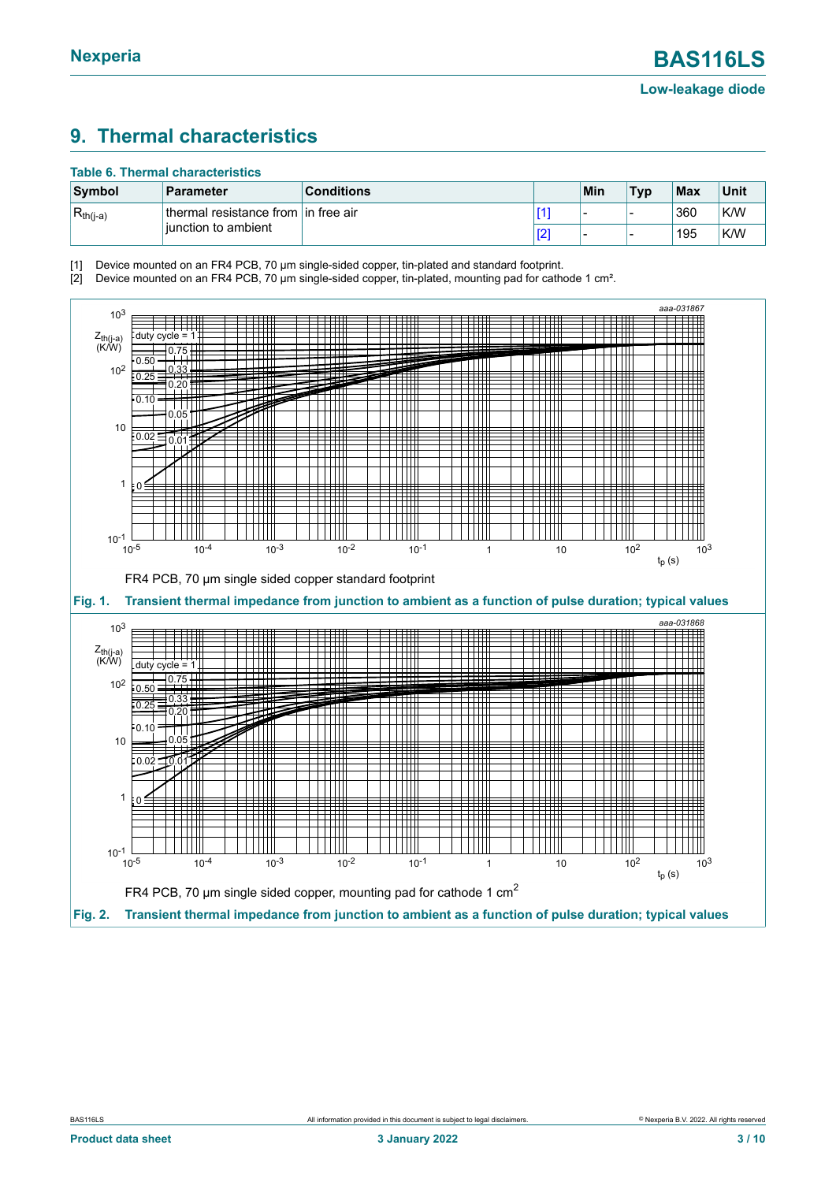## 9. Thermal characteristics

**Table 6. Thermal characteristics**

| Symbol | Parameter | Conditions | | Min | Typ | Max | Unit |
|---|---|---|---|---|---|---|---|
| $R_{th(j-a)}$ | thermal resistance from junction to ambient | in free air | [1] | - | - | 360 | K/W |
| | | | [2] | - | - | 195 | K/W |

[1] Device mounted on an FR4 PCB, 70 µm single-sided copper, tin-plated and standard footprint.
[2] Device mounted on an FR4 PCB, 70 µm single-sided copper, tin-plated, mounting pad for cathode 1 cm².

FR4 PCB, 70 µm single sided copper standard footprint

**Fig. 1. Transient thermal impedance from junction to ambient as a function of pulse duration; typical values**

FR4 PCB, 70 µm single sided copper, mounting pad for cathode 1 cm$^2$

**Fig. 2. Transient thermal impedance from junction to ambient as a function of pulse duration; typical values**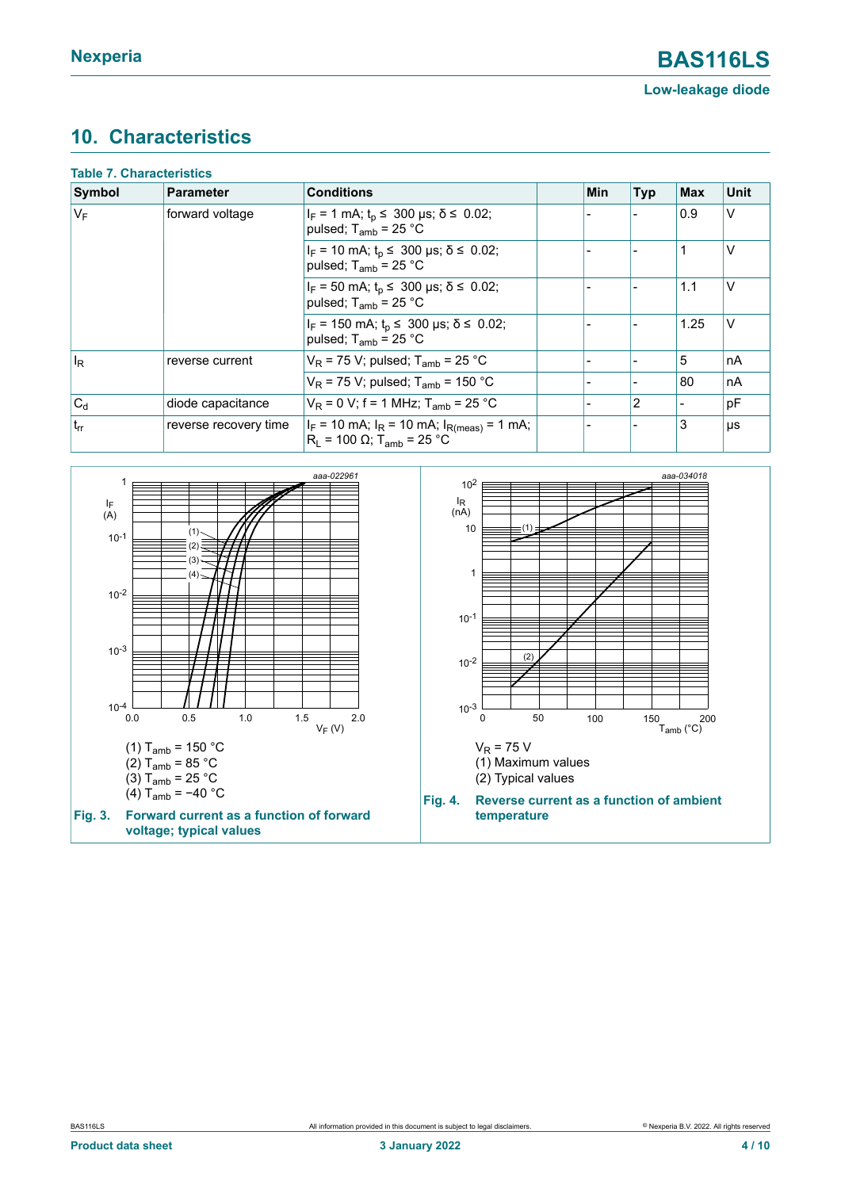## 10. Characteristics

**Table 7. Characteristics**

| Symbol | Parameter | Conditions | | Min | Typ | Max | Unit |
|---|---|---|---|---|---|---|---|
| $V_F$ | forward voltage | $I_F$ = 1 mA; $t_p \leq$ 300 μs; $\delta \leq$ 0.02; pulsed; $T_{amb}$ = 25 °C | | - | - | 0.9 | V |
| | | $I_F$ = 10 mA; $t_p \leq$ 300 μs; $\delta \leq$ 0.02; pulsed; $T_{amb}$ = 25 °C | | - | - | 1 | V |
| | | $I_F$ = 50 mA; $t_p \leq$ 300 μs; $\delta \leq$ 0.02; pulsed; $T_{amb}$ = 25 °C | | - | - | 1.1 | V |
| | | $I_F$ = 150 mA; $t_p \leq$ 300 μs; $\delta \leq$ 0.02; pulsed; $T_{amb}$ = 25 °C | | - | - | 1.25 | V |
| $I_R$ | reverse current | $V_R$ = 75 V; pulsed; $T_{amb}$ = 25 °C | | - | - | 5 | nA |
| | | $V_R$ = 75 V; pulsed; $T_{amb}$ = 150 °C | | - | - | 80 | nA |
| $C_d$ | diode capacitance | $V_R$ = 0 V; f = 1 MHz; $T_{amb}$ = 25 °C | | - | 2 | - | pF |
| $t_{rr}$ | reverse recovery time | $I_F$ = 10 mA; $I_R$ = 10 mA; $I_{R(meas)}$ = 1 mA; $R_L$ = 100 Ω; $T_{amb}$ = 25 °C | | - | - | 3 | μs |

(1) $T_{amb}$ = 150 °C
(2) $T_{amb}$ = 85 °C
(3) $T_{amb}$ = 25 °C
(4) $T_{amb}$ = −40 °C

**Fig. 3. Forward current as a function of forward voltage; typical values**

$V_R$ = 75 V
(1) Maximum values
(2) Typical values

**Fig. 4. Reverse current as a function of ambient temperature**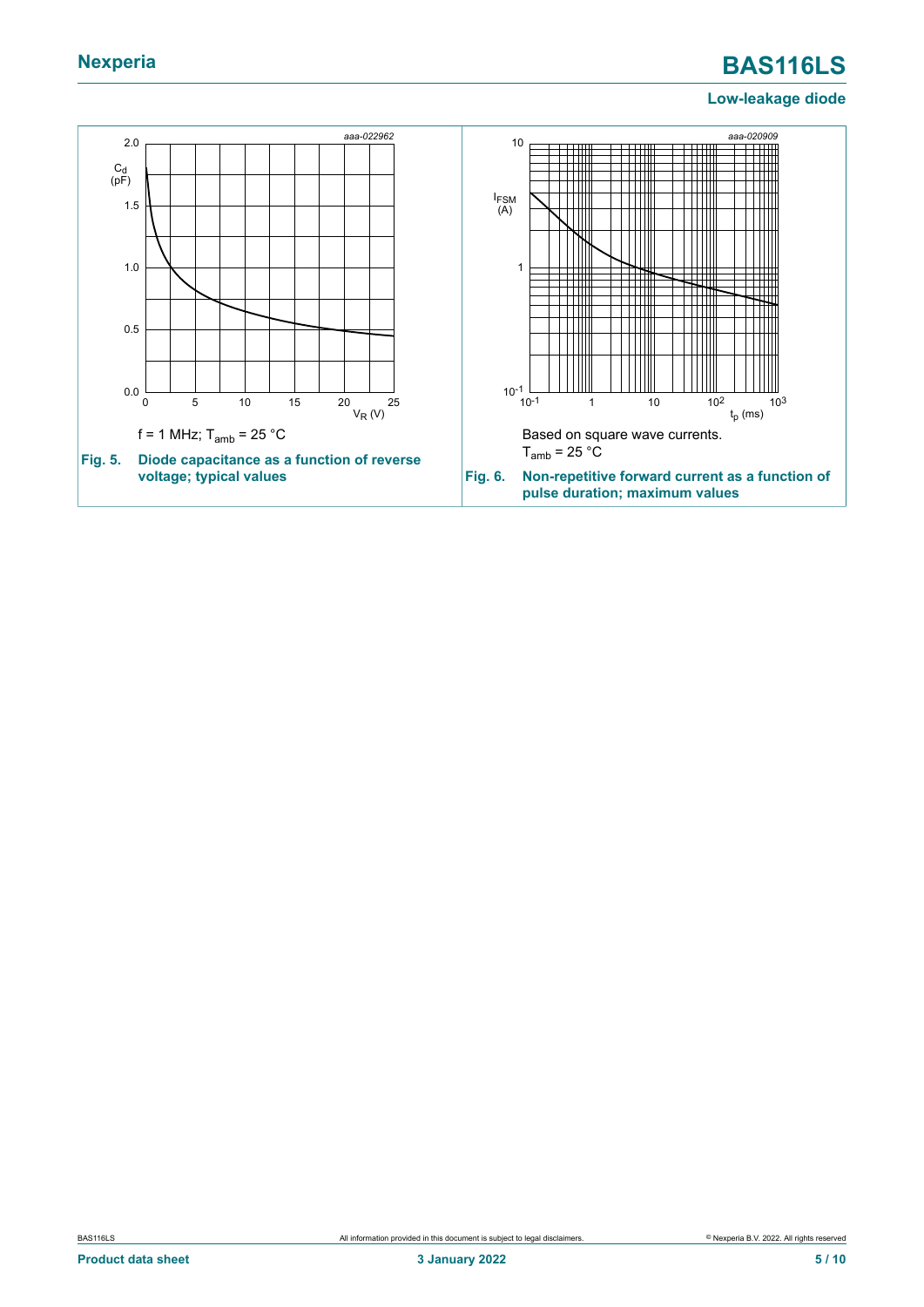f = 1 MHz; $T_{amb}$ = 25 °C

**Fig. 5. Diode capacitance as a function of reverse voltage; typical values**

Based on square wave currents.
$T_{amb}$ = 25 °C

**Fig. 6. Non-repetitive forward current as a function of pulse duration; maximum values**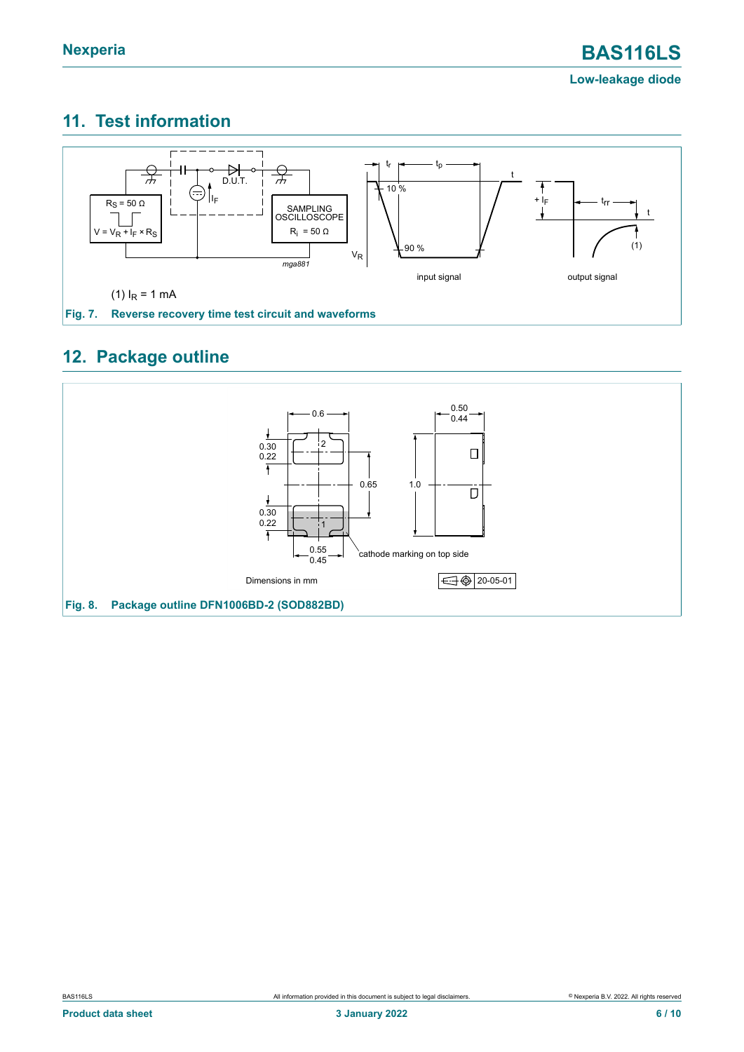## 11. Test information

(1) $I_R$ = 1 mA

**Fig. 7. Reverse recovery time test circuit and waveforms**

## 12. Package outline

Dimensions in mm

**Fig. 8. Package outline DFN1006BD-2 (SOD882BD)**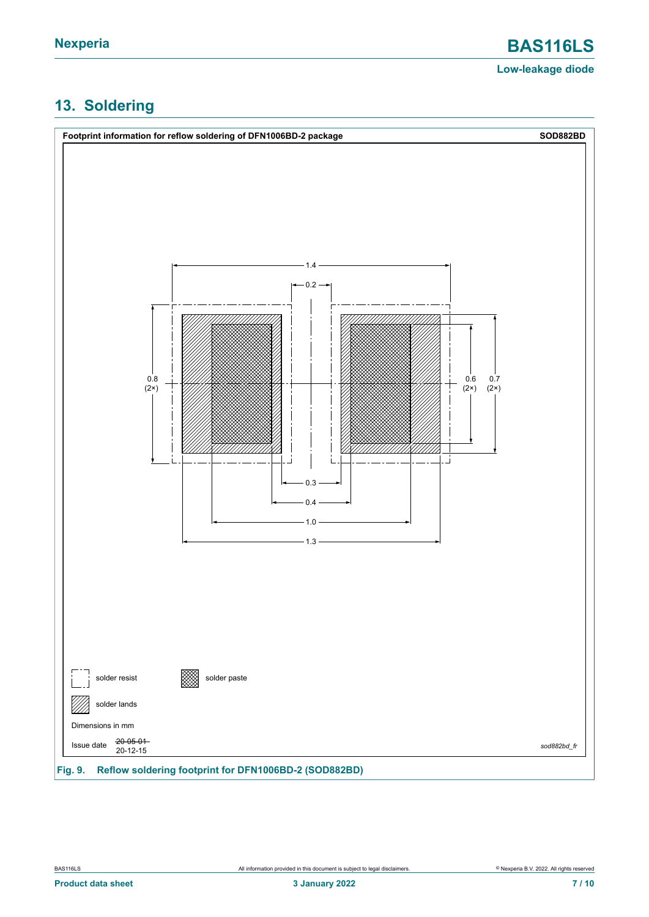## 13. Soldering

**Footprint information for reflow soldering of DFN1006BD-2 package** **SOD882BD**

1.4

0.2

0.8 (2×)

0.6 (2×)

0.7 (2×)

0.3

0.4

1.0

1.3

solder resist

solder paste

solder lands

Dimensions in mm

Issue date ~~20-05-01~~ 20-12-15

*sod882bd_fr*

**Fig. 9. Reflow soldering footprint for DFN1006BD-2 (SOD882BD)**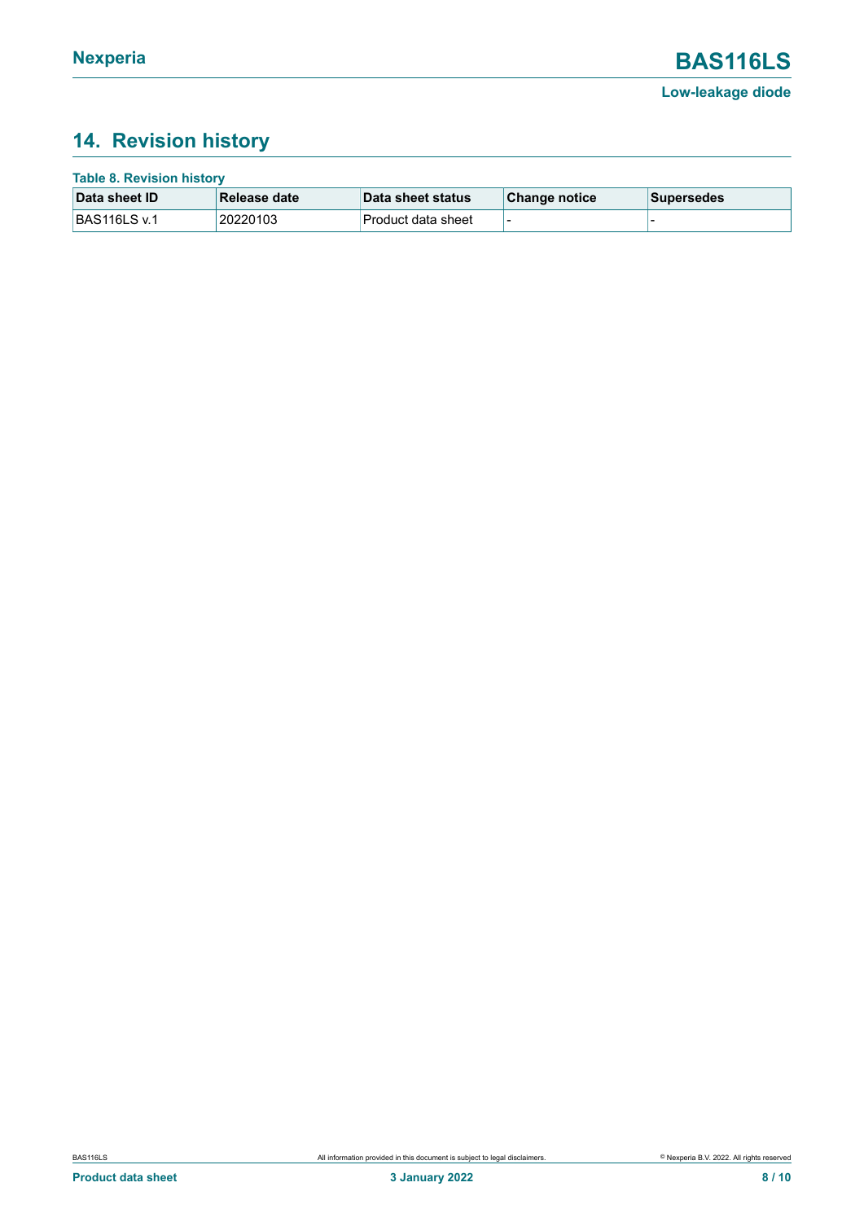## 14. Revision history

**Table 8. Revision history**

| Data sheet ID | Release date | Data sheet status | Change notice | Supersedes |
|---|---|---|---|---|
| BAS116LS v.1 | 20220103 | Product data sheet | - | - |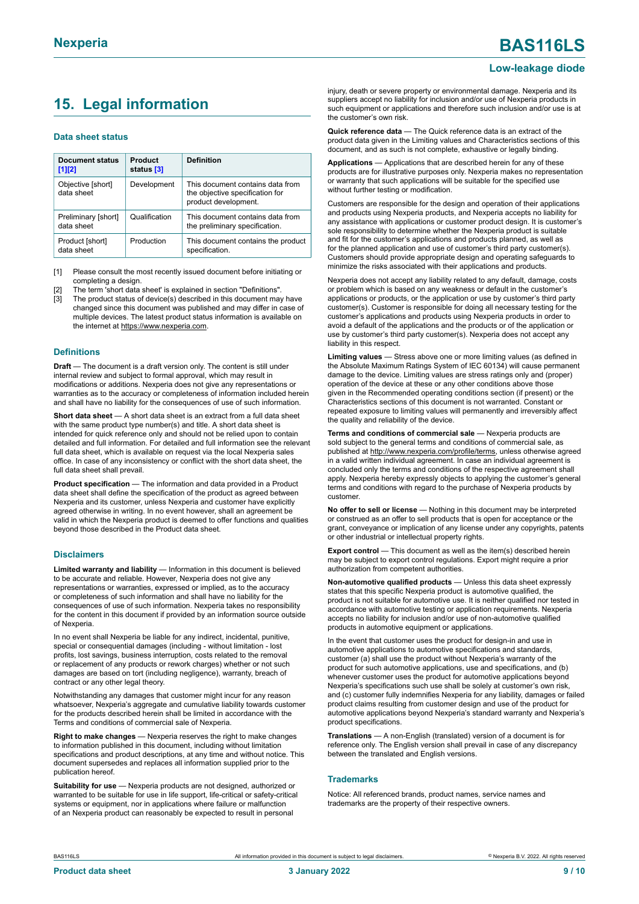## 15. Legal information

### Data sheet status

| Document status [1][2] | Product status [3] | Definition |
|---|---|---|
| Objective [short] data sheet | Development | This document contains data from the objective specification for product development. |
| Preliminary [short] data sheet | Qualification | This document contains data from the preliminary specification. |
| Product [short] data sheet | Production | This document contains the product specification. |

[1] Please consult the most recently issued document before initiating or completing a design.
[2] The term 'short data sheet' is explained in section "Definitions".
[3] The product status of device(s) described in this document may have changed since this document was published and may differ in case of multiple devices. The latest product status information is available on the internet at https://www.nexperia.com.

### Definitions

**Draft** — The document is a draft version only. The content is still under internal review and subject to formal approval, which may result in modifications or additions. Nexperia does not give any representations or warranties as to the accuracy or completeness of information included herein and shall have no liability for the consequences of use of such information.

**Short data sheet** — A short data sheet is an extract from a full data sheet with the same product type number(s) and title. A short data sheet is intended for quick reference only and should not be relied upon to contain detailed and full information. For detailed and full information see the relevant full data sheet, which is available on request via the local Nexperia sales office. In case of any inconsistency or conflict with the short data sheet, the full data sheet shall prevail.

**Product specification** — The information and data provided in a Product data sheet shall define the specification of the product as agreed between Nexperia and its customer, unless Nexperia and customer have explicitly agreed otherwise in writing. In no event however, shall an agreement be valid in which the Nexperia product is deemed to offer functions and qualities beyond those described in the Product data sheet.

### Disclaimers

**Limited warranty and liability** — Information in this document is believed to be accurate and reliable. However, Nexperia does not give any representations or warranties, expressed or implied, as to the accuracy or completeness of such information and shall have no liability for the consequences of use of such information. Nexperia takes no responsibility for the content in this document if provided by an information source outside of Nexperia.

In no event shall Nexperia be liable for any indirect, incidental, punitive, special or consequential damages (including - without limitation - lost profits, lost savings, business interruption, costs related to the removal or replacement of any products or rework charges) whether or not such damages are based on tort (including negligence), warranty, breach of contract or any other legal theory.

Notwithstanding any damages that customer might incur for any reason whatsoever, Nexperia's aggregate and cumulative liability towards customer for the products described herein shall be limited in accordance with the Terms and conditions of commercial sale of Nexperia.

**Right to make changes** — Nexperia reserves the right to make changes to information published in this document, including without limitation specifications and product descriptions, at any time and without notice. This document supersedes and replaces all information supplied prior to the publication hereof.

**Suitability for use** — Nexperia products are not designed, authorized or warranted to be suitable for use in life support, life-critical or safety-critical systems or equipment, nor in applications where failure or malfunction of an Nexperia product can reasonably be expected to result in personal injury, death or severe property or environmental damage. Nexperia and its suppliers accept no liability for inclusion and/or use of Nexperia products in such equipment or applications and therefore such inclusion and/or use is at the customer's own risk.

**Quick reference data** — The Quick reference data is an extract of the product data given in the Limiting values and Characteristics sections of this document, and as such is not complete, exhaustive or legally binding.

**Applications** — Applications that are described herein for any of these products are for illustrative purposes only. Nexperia makes no representation or warranty that such applications will be suitable for the specified use without further testing or modification.

Customers are responsible for the design and operation of their applications and products using Nexperia products, and Nexperia accepts no liability for any assistance with applications or customer product design. It is customer's sole responsibility to determine whether the Nexperia product is suitable and fit for the customer's applications and products planned, as well as for the planned application and use of customer's third party customer(s). Customers should provide appropriate design and operating safeguards to minimize the risks associated with their applications and products.

Nexperia does not accept any liability related to any default, damage, costs or problem which is based on any weakness or default in the customer's applications or products, or the application or use by customer's third party customer(s). Customer is responsible for doing all necessary testing for the customer's applications and products using Nexperia products in order to avoid a default of the applications and the products or of the application or use by customer's third party customer(s). Nexperia does not accept any liability in this respect.

**Limiting values** — Stress above one or more limiting values (as defined in the Absolute Maximum Ratings System of IEC 60134) will cause permanent damage to the device. Limiting values are stress ratings only and (proper) operation of the device at these or any other conditions above those given in the Recommended operating conditions section (if present) or the Characteristics sections of this document is not warranted. Constant or repeated exposure to limiting values will permanently and irreversibly affect the quality and reliability of the device.

**Terms and conditions of commercial sale** — Nexperia products are sold subject to the general terms and conditions of commercial sale, as published at http://www.nexperia.com/profile/terms, unless otherwise agreed in a valid written individual agreement. In case an individual agreement is concluded only the terms and conditions of the respective agreement shall apply. Nexperia hereby expressly objects to applying the customer's general terms and conditions with regard to the purchase of Nexperia products by customer.

**No offer to sell or license** — Nothing in this document may be interpreted or construed as an offer to sell products that is open for acceptance or the grant, conveyance or implication of any license under any copyrights, patents or other industrial or intellectual property rights.

**Export control** — This document as well as the item(s) described herein may be subject to export control regulations. Export might require a prior authorization from competent authorities.

**Non-automotive qualified products** — Unless this data sheet expressly states that this specific Nexperia product is automotive qualified, the product is not suitable for automotive use. It is neither qualified nor tested in accordance with automotive testing or application requirements. Nexperia accepts no liability for inclusion and/or use of non-automotive qualified products in automotive equipment or applications.

In the event that customer uses the product for design-in and use in automotive applications to automotive specifications and standards, customer (a) shall use the product without Nexperia's warranty of the product for such automotive applications, use and specifications, and (b) whenever customer uses the product for automotive applications beyond Nexperia's specifications such use shall be solely at customer's own risk, and (c) customer fully indemnifies Nexperia for any liability, damages or failed product claims resulting from customer design and use of the product for automotive applications beyond Nexperia's standard warranty and Nexperia's product specifications.

**Translations** — A non-English (translated) version of a document is for reference only. The English version shall prevail in case of any discrepancy between the translated and English versions.

### Trademarks

Notice: All referenced brands, product names, service names and trademarks are the property of their respective owners.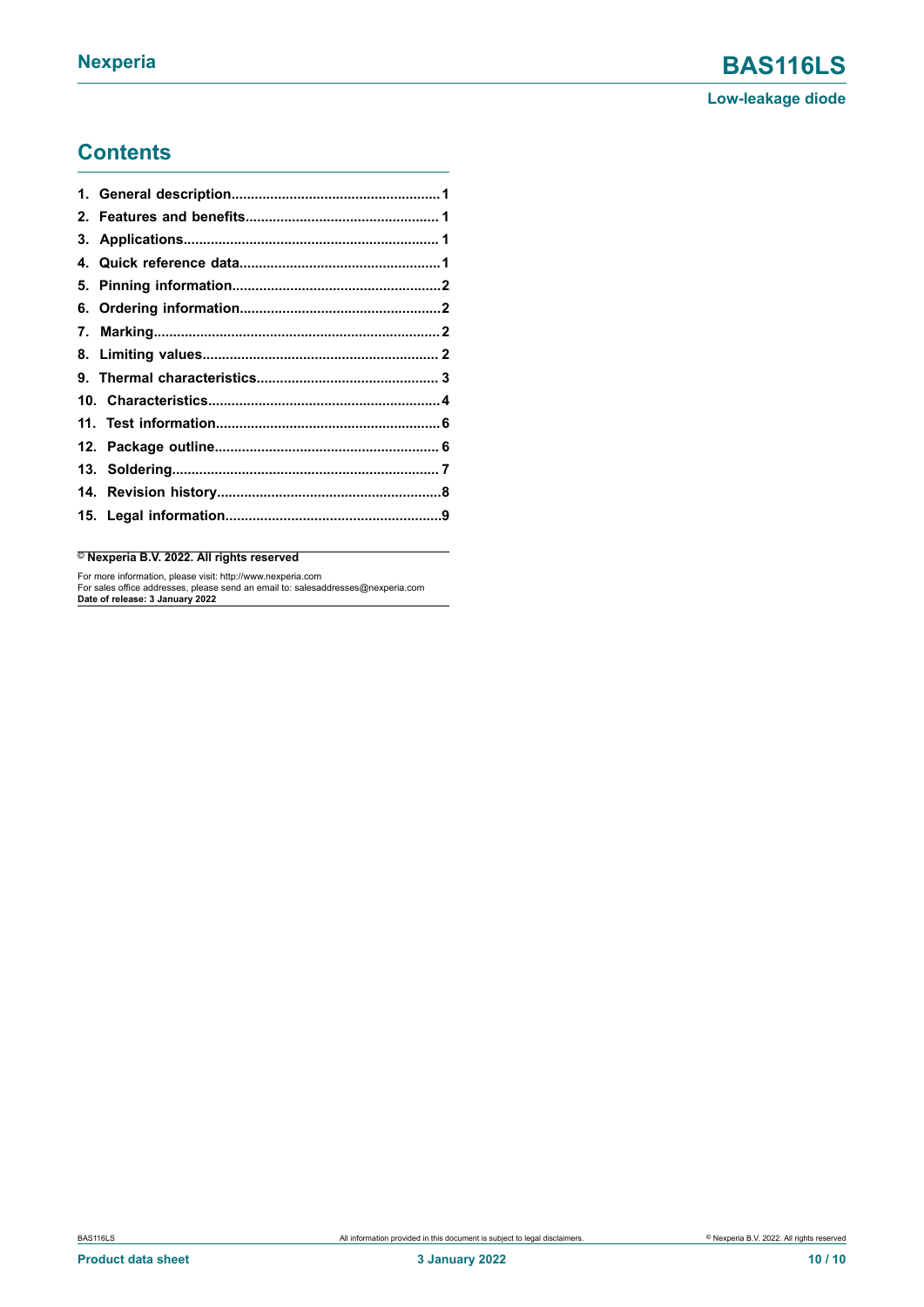## Contents

1. General description.....1
2. Features and benefits.....1
3. Applications.....1
4. Quick reference data.....1
5. Pinning information.....2
6. Ordering information.....2
7. Marking.....2
8. Limiting values.....2
9. Thermal characteristics.....3
10. Characteristics.....4
11. Test information.....6
12. Package outline.....6
13. Soldering.....7
14. Revision history.....8
15. Legal information.....9

**© Nexperia B.V. 2022. All rights reserved**

For more information, please visit: http://www.nexperia.com
For sales office addresses, please send an email to: salesaddresses@nexperia.com
**Date of release: 3 January 2022**